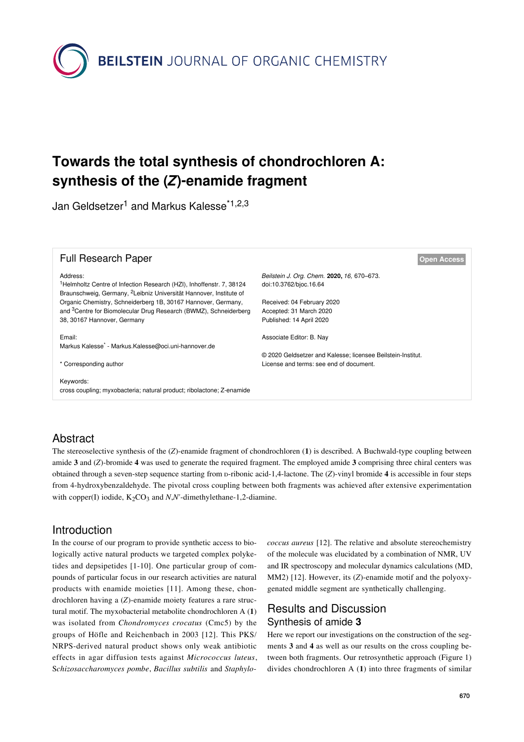BEILSTEIN JOURNAL OF ORGANIC CHEMISTRY

# Towards the total synthesis of chondrochloren A: synthesis of the (*Z*)-enamide fragment

Jan Geldsetzer[1] and Markus Kalesse*[1,2,3]

## Full Research Paper

**Open Access**

Address:
[1]Helmholtz Centre of Infection Research (HZI), Inhoffenstr. 7, 38124 Braunschweig, Germany, [2]Leibniz Universität Hannover, Institute of Organic Chemistry, Schneiderberg 1B, 30167 Hannover, Germany, and [3]Centre for Biomolecular Drug Research (BWMZ), Schneiderberg 38, 30167 Hannover, Germany

Email:
Markus Kalesse* - Markus.Kalesse@oci.uni-hannover.de

\* Corresponding author

Keywords:
cross coupling; myxobacteria; natural product; ribolactone; Z-enamide

*Beilstein J. Org. Chem.* **2020,** *16,* 670–673.
doi:10.3762/bjoc.16.64

Received: 04 February 2020
Accepted: 31 March 2020
Published: 14 April 2020

Associate Editor: B. Nay

© 2020 Geldsetzer and Kalesse; licensee Beilstein-Institut.
License and terms: see end of document.

## Abstract

The stereoselective synthesis of the (*Z*)-enamide fragment of chondrochloren (**1**) is described. A Buchwald-type coupling between amide **3** and (*Z*)-bromide **4** was used to generate the required fragment. The employed amide **3** comprising three chiral centers was obtained through a seven-step sequence starting from D-ribonic acid-1,4-lactone. The (*Z*)-vinyl bromide **4** is accessible in four steps from 4-hydroxybenzaldehyde. The pivotal cross coupling between both fragments was achieved after extensive experimentation with copper(I) iodide, $K_2CO_3$ and *N*,*N'*-dimethylethane-1,2-diamine.

## Introduction

In the course of our program to provide synthetic access to biologically active natural products we targeted complex polyketides and depsipetides [1-10]. One particular group of compounds of particular focus in our research activities are natural products with enamide moieties [11]. Among these, chondrochloren having a (*Z*)-enamide moiety features a rare structural motif. The myxobacterial metabolite chondrochloren A (**1**) was isolated from *Chondromyces crocatus* (Cmc5) by the groups of Höfle and Reichenbach in 2003 [12]. This PKS/NRPS-derived natural product shows only weak antibiotic effects in agar diffusion tests against *Micrococcus luteus*, *Schizosaccharomyces pombe*, *Bacillus subtilis* and *Staphylococcus aureus* [12]. The relative and absolute stereochemistry of the molecule was elucidated by a combination of NMR, UV and IR spectroscopy and molecular dynamics calculations (MD, MM2) [12]. However, its (*Z*)-enamide motif and the polyoxygenated middle segment are synthetically challenging.

## Results and Discussion

### Synthesis of amide 3

Here we report our investigations on the construction of the segments **3** and **4** as well as our results on the cross coupling between both fragments. Our retrosynthetic approach (Figure 1) divides chondrochloren A (**1**) into three fragments of similar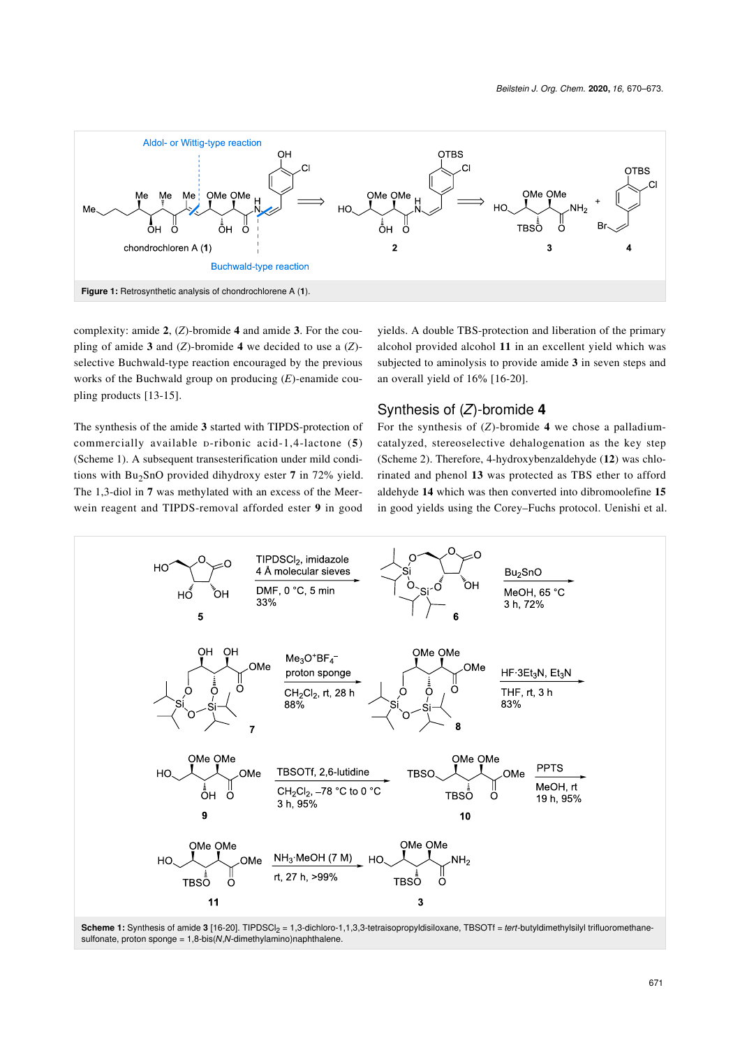**Figure 1:** Retrosynthetic analysis of chondrochlorene A (**1**).

complexity: amide **2**, (*Z*)-bromide **4** and amide **3**. For the coupling of amide **3** and (*Z*)-bromide **4** we decided to use a (*Z*)-selective Buchwald-type reaction encouraged by the previous works of the Buchwald group on producing (*E*)-enamide coupling products [13-15].

The synthesis of the amide **3** started with TIPDS-protection of commercially available D-ribonic acid-1,4-lactone (**5**) (Scheme 1). A subsequent transesterification under mild conditions with $Bu_2SnO$ provided dihydroxy ester **7** in 72% yield. The 1,3-diol in **7** was methylated with an excess of the Meerwein reagent and TIPDS-removal afforded ester **9** in good yields. A double TBS-protection and liberation of the primary alcohol provided alcohol **11** in an excellent yield which was subjected to aminolysis to provide amide **3** in seven steps and an overall yield of 16% [16-20].

## Synthesis of (*Z*)-bromide 4

For the synthesis of (*Z*)-bromide **4** we chose a palladium-catalyzed, stereoselective dehalogenation as the key step (Scheme 2). Therefore, 4-hydroxybenzaldehyde (**12**) was chlorinated and phenol **13** was protected as TBS ether to afford aldehyde **14** which was then converted into dibromoolefine **15** in good yields using the Corey–Fuchs protocol. Uenishi et al.

**Scheme 1:** Synthesis of amide **3** [16-20]. $TIPDSCl_2$ = 1,3-dichloro-1,1,3,3-tetraisopropyldisiloxane, TBSOTf = *tert*-butyldimethylsilyl trifluoromethanesulfonate, proton sponge = 1,8-bis(*N*,*N*-dimethylamino)naphthalene.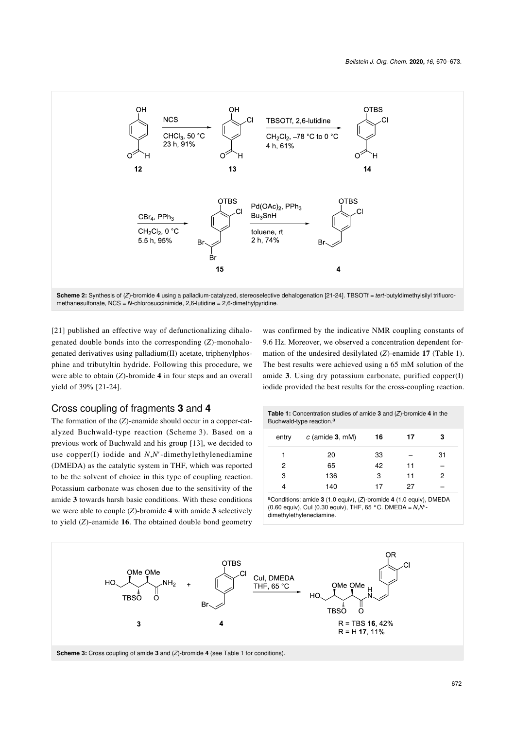Scheme 2: Synthesis of (*Z*)-bromide **4** using a palladium-catalyzed, stereoselective dehalogenation [21-24]. TBSOTf = *tert*-butyldimethylsilyl trifluoromethanesulfonate, NCS = *N*-chlorosuccinimide, 2,6-lutidine = 2,6-dimethylpyridine.

[21] published an effective way of defunctionalizing dihalogenated double bonds into the corresponding (*Z*)-monohalogenated derivatives using palladium(II) acetate, triphenylphosphine and tributyltin hydride. Following this procedure, we were able to obtain (*Z*)-bromide **4** in four steps and an overall yield of 39% [21-24].

## Cross coupling of fragments 3 and 4

The formation of the (*Z*)-enamide should occur in a copper-catalyzed Buchwald-type reaction (Scheme 3). Based on a previous work of Buchwald and his group [13], we decided to use copper(I) iodide and *N*,*N*′-dimethylethylenediamine (DMEDA) as the catalytic system in THF, which was reported to be the solvent of choice in this type of coupling reaction. Potassium carbonate was chosen due to the sensitivity of the amide **3** towards harsh basic conditions. With these conditions we were able to couple (*Z*)-bromide **4** with amide **3** selectively to yield (*Z*)-enamide **16**. The obtained double bond geometry was confirmed by the indicative NMR coupling constants of 9.6 Hz. Moreover, we observed a concentration dependent formation of the undesired desilylated (*Z*)-enamide **17** (Table 1). The best results were achieved using a 65 mM solution of the amide **3**. Using dry potassium carbonate, purified copper(I) iodide provided the best results for the cross-coupling reaction.

**Table 1:** Concentration studies of amide **3** and (*Z*)-bromide **4** in the Buchwald-type reaction.[a]

| entry | *c* (amide **3**, mM) | **16** | **17** | **3** |
|---|---|---|---|---|
| 1 | 20 | 33 | – | 31 |
| 2 | 65 | 42 | 11 | – |
| 3 | 136 | 3 | 11 | 2 |
| 4 | 140 | 17 | 27 | – |

[a]Conditions: amide **3** (1.0 equiv), (*Z*)-bromide **4** (1.0 equiv), DMEDA (0.60 equiv), CuI (0.30 equiv), THF, 65 °C. DMEDA = *N*,*N*′-dimethylethylenediamine.

Scheme 3: Cross coupling of amide **3** and (*Z*)-bromide **4** (see Table 1 for conditions).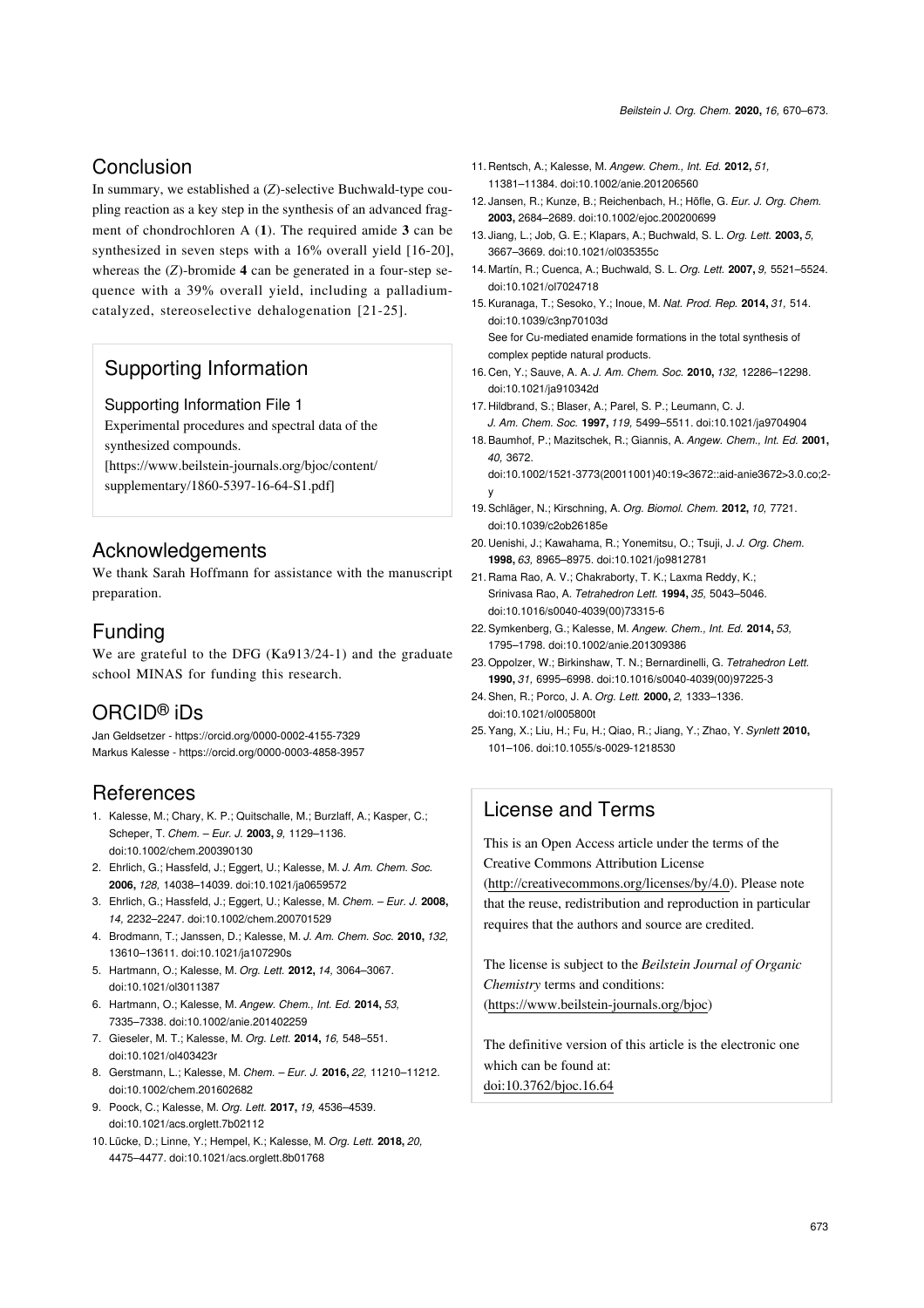## Conclusion

In summary, we established a (*Z*)-selective Buchwald-type coupling reaction as a key step in the synthesis of an advanced fragment of chondrochloren A (**1**). The required amide **3** can be synthesized in seven steps with a 16% overall yield [16-20], whereas the (*Z*)-bromide **4** can be generated in a four-step sequence with a 39% overall yield, including a palladium-catalyzed, stereoselective dehalogenation [21-25].

## Supporting Information

Supporting Information File 1

Experimental procedures and spectral data of the synthesized compounds.

[https://www.beilstein-journals.org/bjoc/content/supplementary/1860-5397-16-64-S1.pdf]

## Acknowledgements

We thank Sarah Hoffmann for assistance with the manuscript preparation.

## Funding

We are grateful to the DFG (Ka913/24-1) and the graduate school MINAS for funding this research.

## ORCID® iDs

Jan Geldsetzer - https://orcid.org/0000-0002-4155-7329

Markus Kalesse - https://orcid.org/0000-0003-4858-3957

## References

1. Kalesse, M.; Chary, K. P.; Quitschalle, M.; Burzlaff, A.; Kasper, C.; Scheper, T. *Chem. – Eur. J.* **2003,** *9,* 1129–1136. doi:10.1002/chem.200390130
2. Ehrlich, G.; Hassfeld, J.; Eggert, U.; Kalesse, M. *J. Am. Chem. Soc.* **2006,** *128,* 14038–14039. doi:10.1021/ja0659572
3. Ehrlich, G.; Hassfeld, J.; Eggert, U.; Kalesse, M. *Chem. – Eur. J.* **2008,** *14,* 2232–2247. doi:10.1002/chem.200701529
4. Brodmann, T.; Janssen, D.; Kalesse, M. *J. Am. Chem. Soc.* **2010,** *132,* 13610–13611. doi:10.1021/ja107290s
5. Hartmann, O.; Kalesse, M. *Org. Lett.* **2012,** *14,* 3064–3067. doi:10.1021/ol3011387
6. Hartmann, O.; Kalesse, M. *Angew. Chem., Int. Ed.* **2014,** *53,* 7335–7338. doi:10.1002/anie.201402259
7. Gieseler, M. T.; Kalesse, M. *Org. Lett.* **2014,** *16,* 548–551. doi:10.1021/ol403423r
8. Gerstmann, L.; Kalesse, M. *Chem. – Eur. J.* **2016,** *22,* 11210–11212. doi:10.1002/chem.201602682
9. Poock, C.; Kalesse, M. *Org. Lett.* **2017,** *19,* 4536–4539. doi:10.1021/acs.orglett.7b02112
10. Lücke, D.; Linne, Y.; Hempel, K.; Kalesse, M. *Org. Lett.* **2018,** *20,* 4475–4477. doi:10.1021/acs.orglett.8b01768
11. Rentsch, A.; Kalesse, M. *Angew. Chem., Int. Ed.* **2012,** *51,* 11381–11384. doi:10.1002/anie.201206560
12. Jansen, R.; Kunze, B.; Reichenbach, H.; Höfle, G. *Eur. J. Org. Chem.* **2003,** 2684–2689. doi:10.1002/ejoc.200200699
13. Jiang, L.; Job, G. E.; Klapars, A.; Buchwald, S. L. *Org. Lett.* **2003,** *5,* 3667–3669. doi:10.1021/ol035355c
14. Martín, R.; Cuenca, A.; Buchwald, S. L. *Org. Lett.* **2007,** *9,* 5521–5524. doi:10.1021/ol7024718
15. Kuranaga, T.; Sesoko, Y.; Inoue, M. *Nat. Prod. Rep.* **2014,** *31,* 514. doi:10.1039/c3np70103d
    See for Cu-mediated enamide formations in the total synthesis of complex peptide natural products.
16. Cen, Y.; Sauve, A. A. *J. Am. Chem. Soc.* **2010,** *132,* 12286–12298. doi:10.1021/ja910342d
17. Hildbrand, S.; Blaser, A.; Parel, S. P.; Leumann, C. J. *J. Am. Chem. Soc.* **1997,** *119,* 5499–5511. doi:10.1021/ja9704904
18. Baumhof, P.; Mazitschek, R.; Giannis, A. *Angew. Chem., Int. Ed.* **2001,** *40,* 3672. doi:10.1002/1521-3773(20011001)40:19<3672::aid-anie3672>3.0.co;2-y
19. Schläger, N.; Kirschning, A. *Org. Biomol. Chem.* **2012,** *10,* 7721. doi:10.1039/c2ob26185e
20. Uenishi, J.; Kawahama, R.; Yonemitsu, O.; Tsuji, J. *J. Org. Chem.* **1998,** *63,* 8965–8975. doi:10.1021/jo9812781
21. Rama Rao, A. V.; Chakraborty, T. K.; Laxma Reddy, K.; Srinivasa Rao, A. *Tetrahedron Lett.* **1994,** *35,* 5043–5046. doi:10.1016/s0040-4039(00)73315-6
22. Symkenberg, G.; Kalesse, M. *Angew. Chem., Int. Ed.* **2014,** *53,* 1795–1798. doi:10.1002/anie.201309386
23. Oppolzer, W.; Birkinshaw, T. N.; Bernardinelli, G. *Tetrahedron Lett.* **1990,** *31,* 6995–6998. doi:10.1016/s0040-4039(00)97225-3
24. Shen, R.; Porco, J. A. *Org. Lett.* **2000,** *2,* 1333–1336. doi:10.1021/ol005800t
25. Yang, X.; Liu, H.; Fu, H.; Qiao, R.; Jiang, Y.; Zhao, Y. *Synlett* **2010,** 101–106. doi:10.1055/s-0029-1218530

## License and Terms

This is an Open Access article under the terms of the Creative Commons Attribution License (http://creativecommons.org/licenses/by/4.0). Please note that the reuse, redistribution and reproduction in particular requires that the authors and source are credited.

The license is subject to the *Beilstein Journal of Organic Chemistry* terms and conditions: (https://www.beilstein-journals.org/bjoc)

The definitive version of this article is the electronic one which can be found at: doi:10.3762/bjoc.16.64